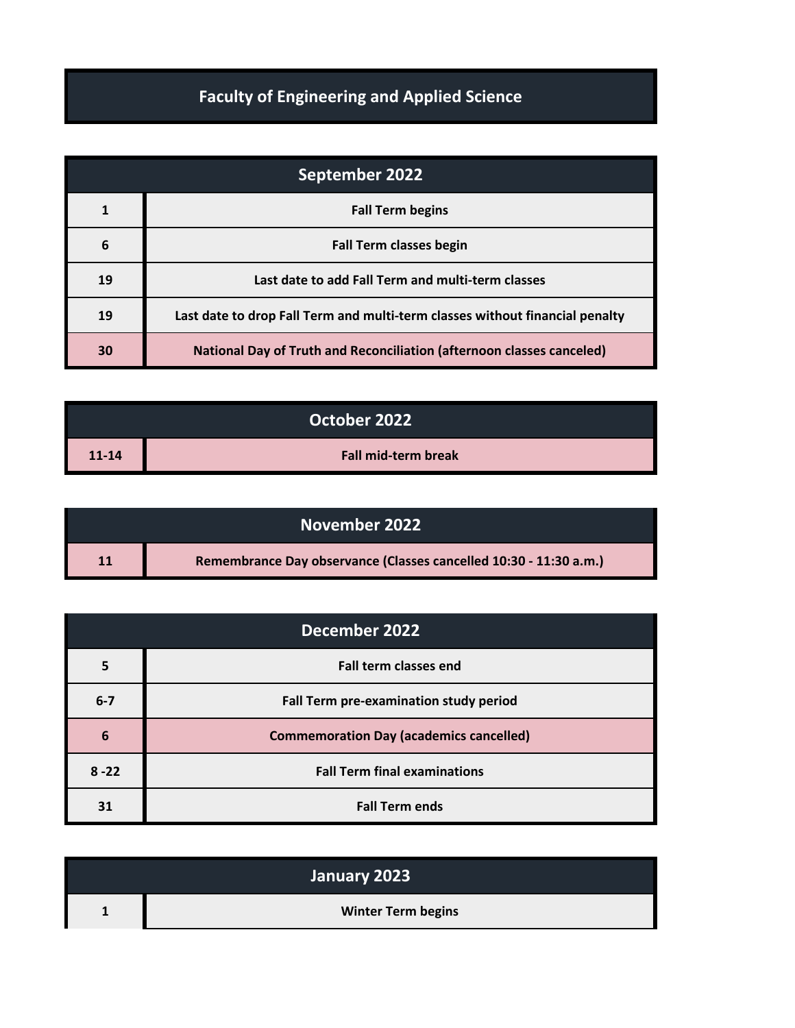# Faculty of Engineering and Applied Science

| September 2022 | |
|---|---|
| 1 | Fall Term begins |
| 6 | Fall Term classes begin |
| 19 | Last date to add Fall Term and multi-term classes |
| 19 | Last date to drop Fall Term and multi-term classes without financial penalty |
| 30 | National Day of Truth and Reconciliation (afternoon classes canceled) |

| October 2022 | |
|---|---|
| 11-14 | Fall mid-term break |

| November 2022 | |
|---|---|
| 11 | Remembrance Day observance (Classes cancelled 10:30 - 11:30 a.m.) |

| December 2022 | |
|---|---|
| 5 | Fall term classes end |
| 6-7 | Fall Term pre-examination study period |
| 6 | Commemoration Day (academics cancelled) |
| 8 -22 | Fall Term final examinations |
| 31 | Fall Term ends |

| January 2023 | |
|---|---|
| 1 | Winter Term begins |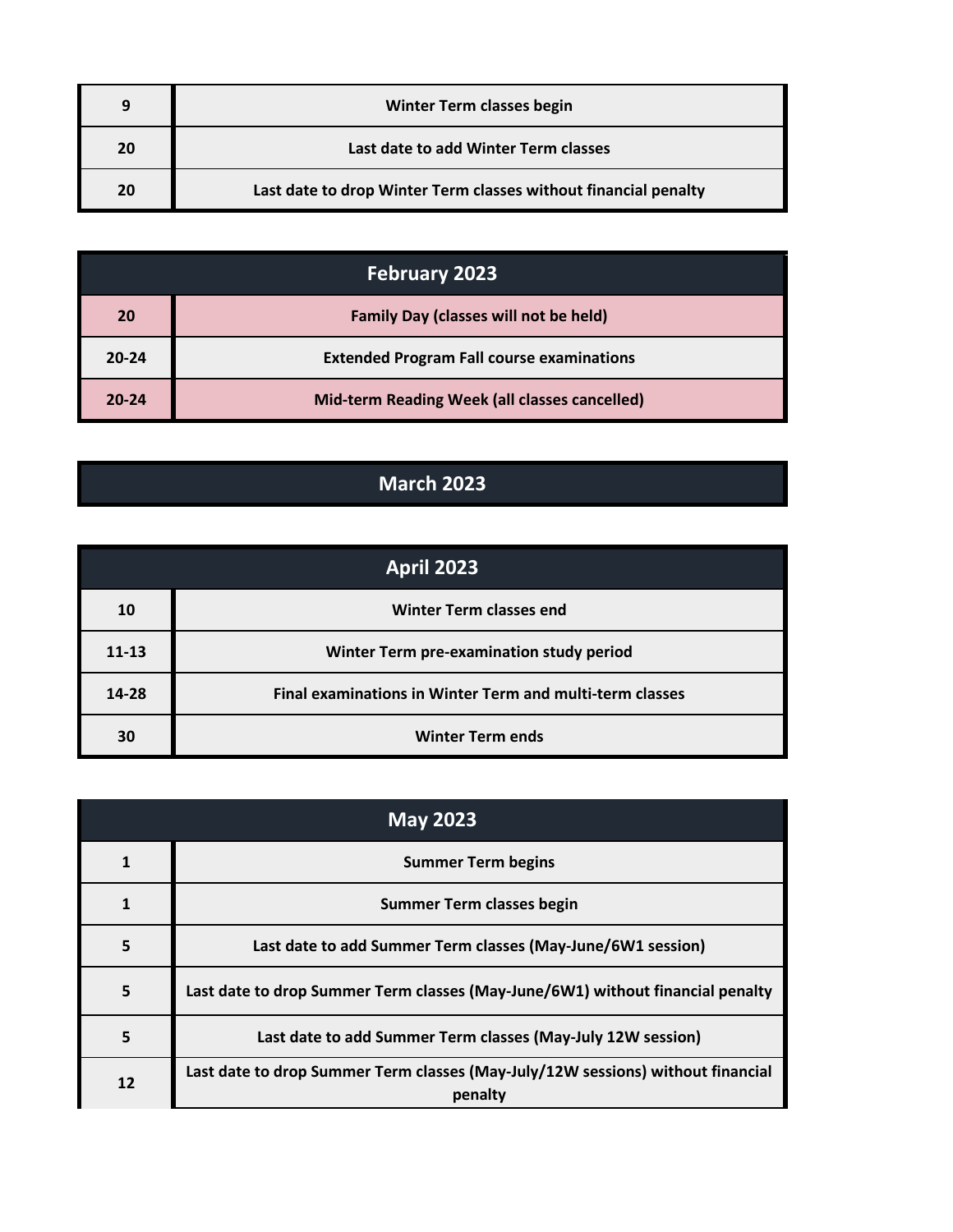| | |
|---|---|
| 9 | Winter Term classes begin |
| 20 | Last date to add Winter Term classes |
| 20 | Last date to drop Winter Term classes without financial penalty |

## February 2023

| | |
|---|---|
| 20 | Family Day (classes will not be held) |
| 20-24 | Extended Program Fall course examinations |
| 20-24 | Mid-term Reading Week (all classes cancelled) |

## March 2023

## April 2023

| | |
|---|---|
| 10 | Winter Term classes end |
| 11-13 | Winter Term pre-examination study period |
| 14-28 | Final examinations in Winter Term and multi-term classes |
| 30 | Winter Term ends |

## May 2023

| | |
|---|---|
| 1 | Summer Term begins |
| 1 | Summer Term classes begin |
| 5 | Last date to add Summer Term classes (May-June/6W1 session) |
| 5 | Last date to drop Summer Term classes (May-June/6W1) without financial penalty |
| 5 | Last date to add Summer Term classes (May-July 12W session) |
| 12 | Last date to drop Summer Term classes (May-July/12W sessions) without financial penalty |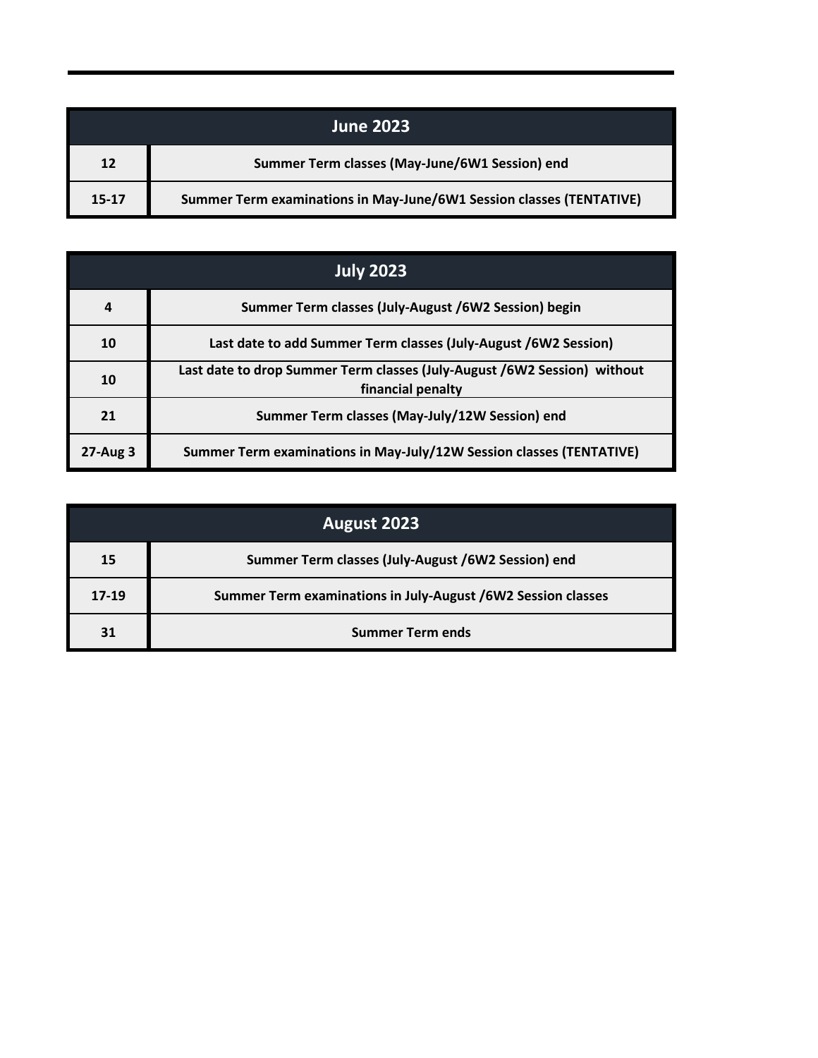| June 2023 | |
| --- | --- |
| 12 | Summer Term classes (May-June/6W1 Session) end |
| 15-17 | Summer Term examinations in May-June/6W1 Session classes (TENTATIVE) |

| July 2023 | |
| --- | --- |
| 4 | Summer Term classes (July-August /6W2 Session) begin |
| 10 | Last date to add Summer Term classes (July-August /6W2 Session) |
| 10 | Last date to drop Summer Term classes (July-August /6W2 Session) without financial penalty |
| 21 | Summer Term classes (May-July/12W Session) end |
| 27-Aug 3 | Summer Term examinations in May-July/12W Session classes (TENTATIVE) |

| August 2023 | |
| --- | --- |
| 15 | Summer Term classes (July-August /6W2 Session) end |
| 17-19 | Summer Term examinations in July-August /6W2 Session classes |
| 31 | Summer Term ends |